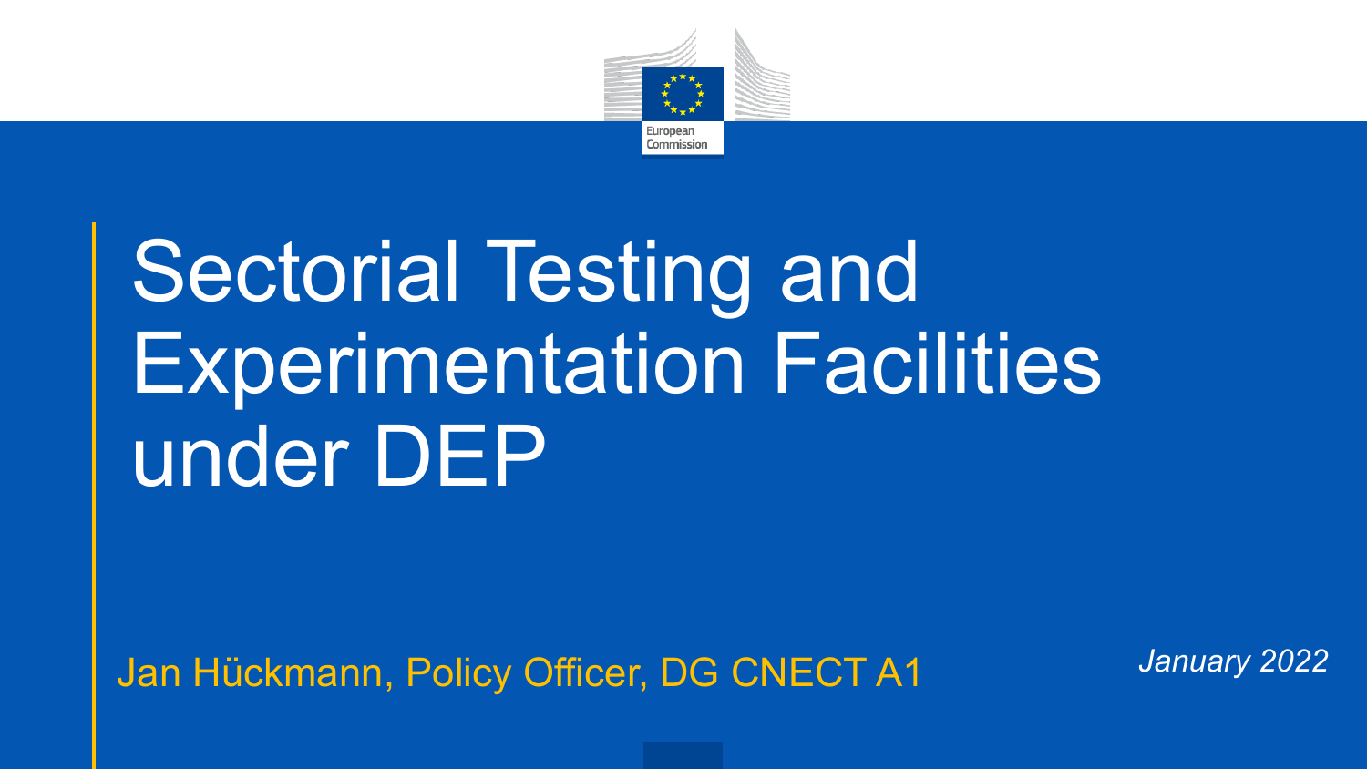European Commission

# Sectorial Testing and Experimentation Facilities under DEP

Jan Hückmann, Policy Officer, DG CNECT A1

*January 2022*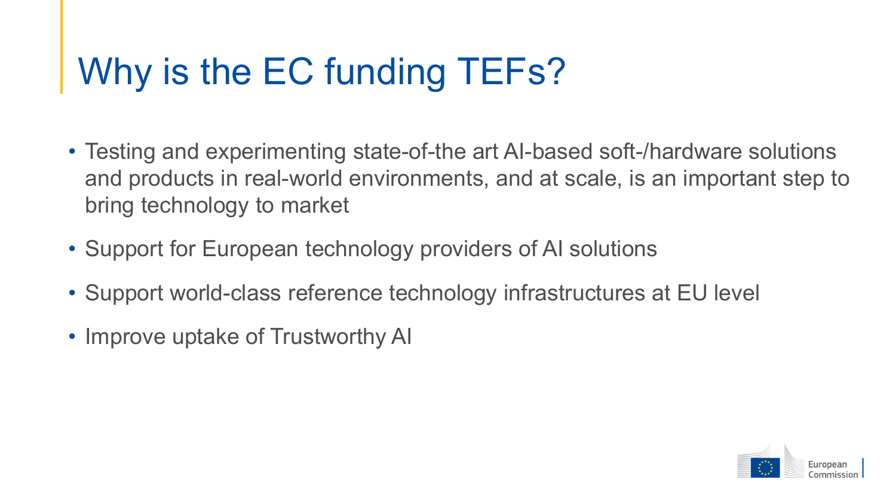# Why is the EC funding TEFs?

- Testing and experimenting state-of-the art AI-based soft-/hardware solutions and products in real-world environments, and at scale, is an important step to bring technology to market
- Support for European technology providers of AI solutions
- Support world-class reference technology infrastructures at EU level
- Improve uptake of Trustworthy AI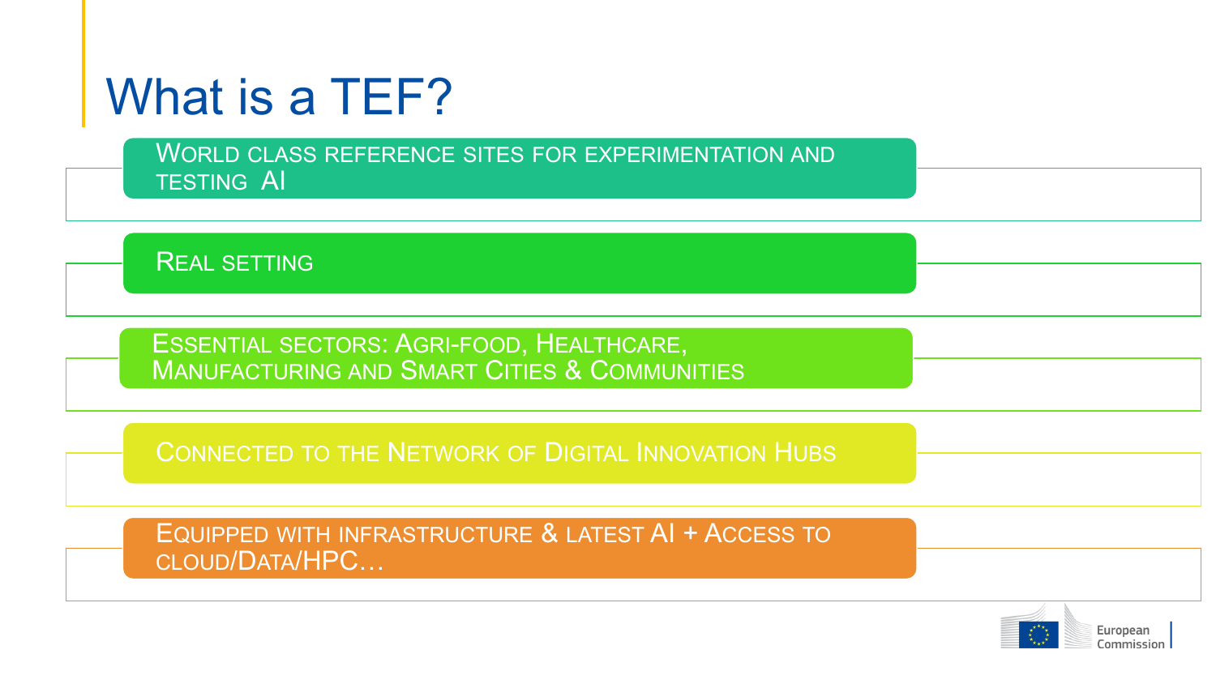# What is a TEF?

- World class reference sites for experimentation and testing AI
- Real setting
- Essential sectors: Agri-food, Healthcare, Manufacturing and Smart Cities & Communities
- Connected to the Network of Digital Innovation Hubs
- Equipped with infrastructure & latest AI + Access to cloud/Data/HPC…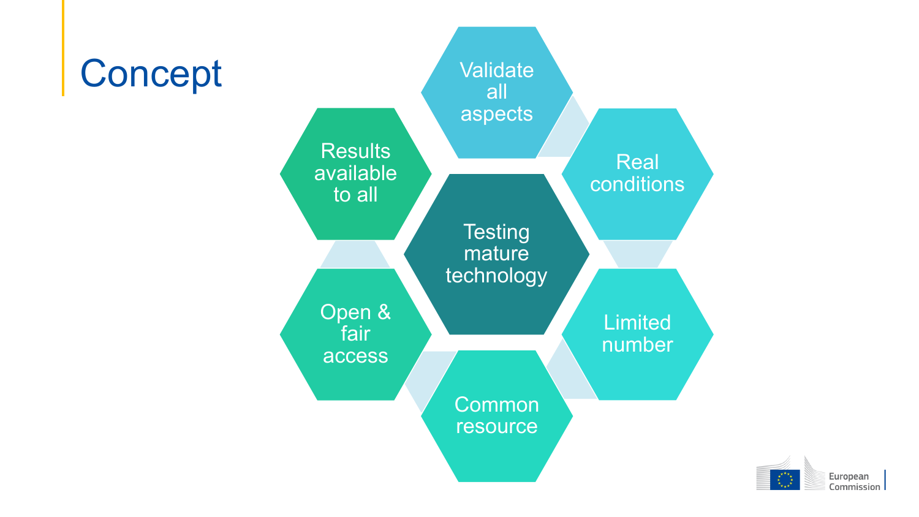# Concept

- Testing mature technology
- Validate all aspects
- Real conditions
- Limited number
- Common resource
- Open & fair access
- Results available to all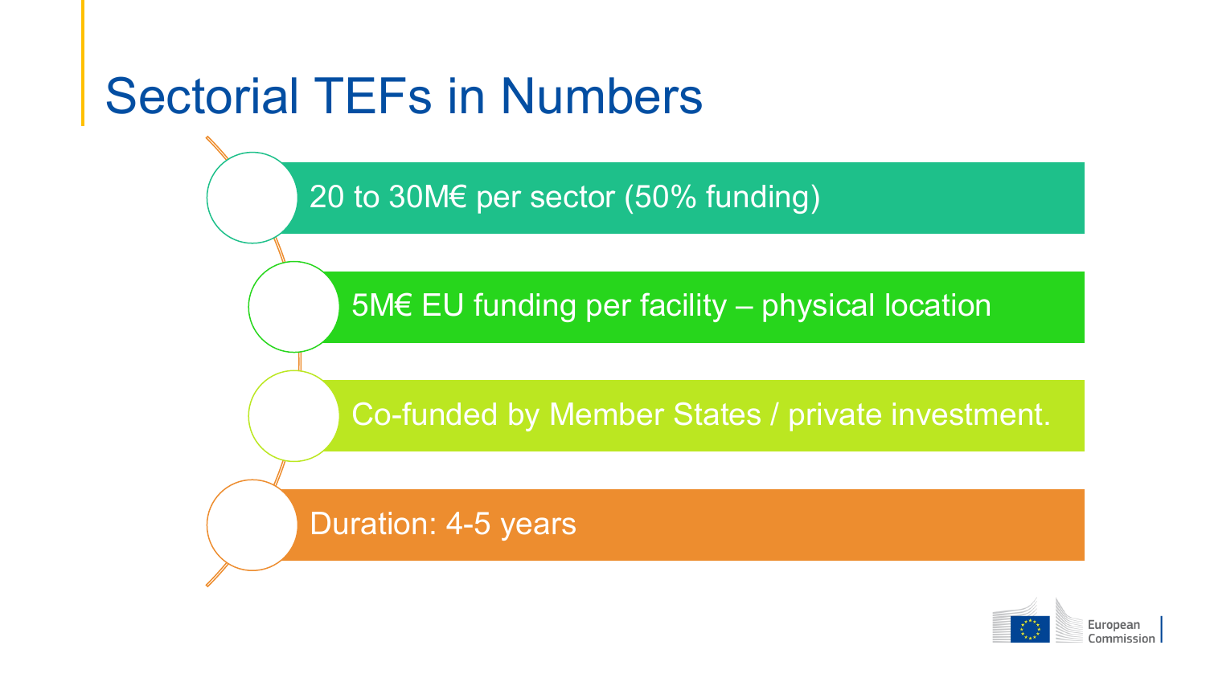# Sectorial TEFs in Numbers

- 20 to 30M€ per sector (50% funding)
- 5M€ EU funding per facility – physical location
- Co-funded by Member States / private investment.
- Duration: 4-5 years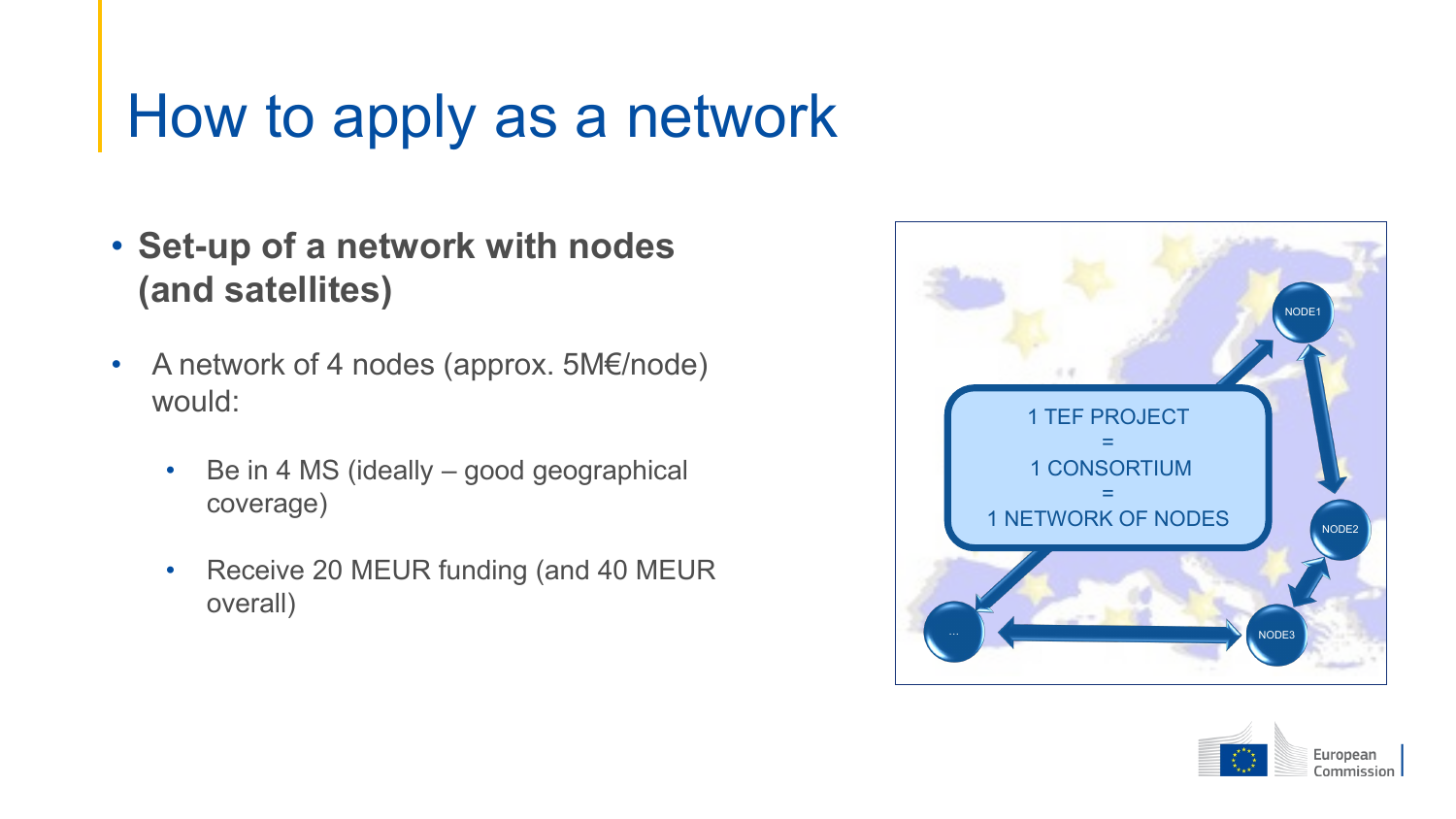# How to apply as a network

- **Set-up of a network with nodes (and satellites)**
- A network of 4 nodes (approx. 5M€/node) would:
  - Be in 4 MS (ideally – good geographical coverage)
  - Receive 20 MEUR funding (and 40 MEUR overall)

1 TEF PROJECT
=
1 CONSORTIUM
=
1 NETWORK OF NODES

NODE1

NODE2

NODE3

...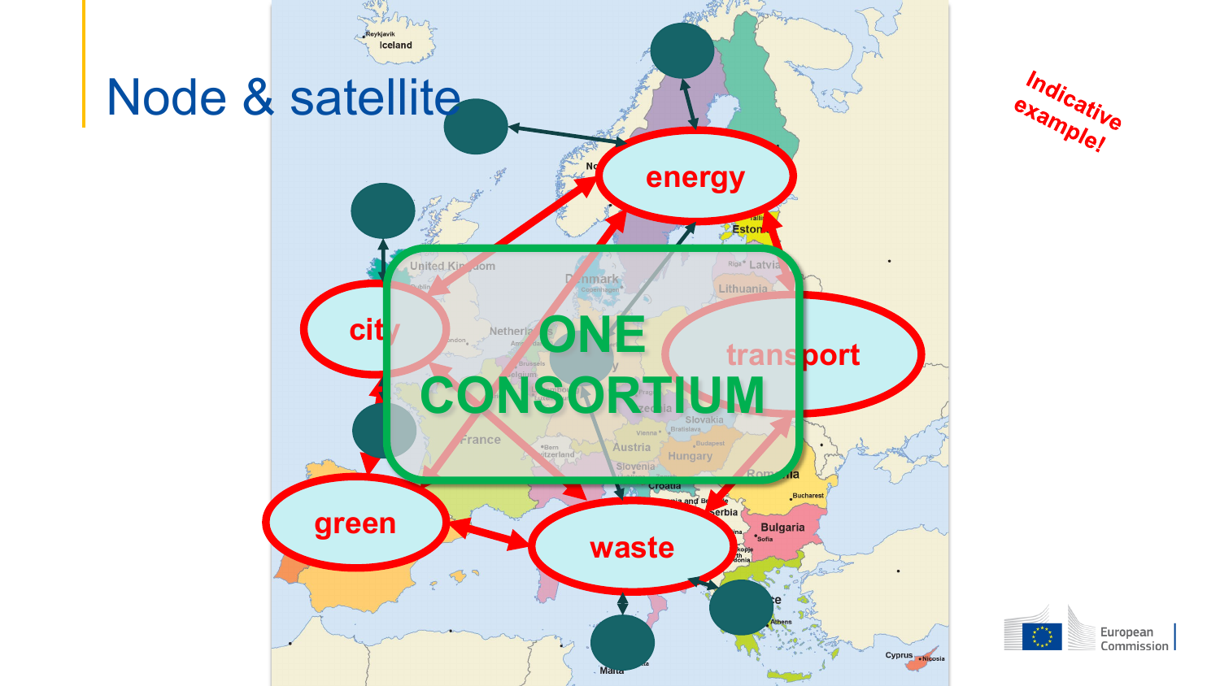# Node & satellite

Indicative example!

energy

city

transport

green

waste

ONE CONSORTIUM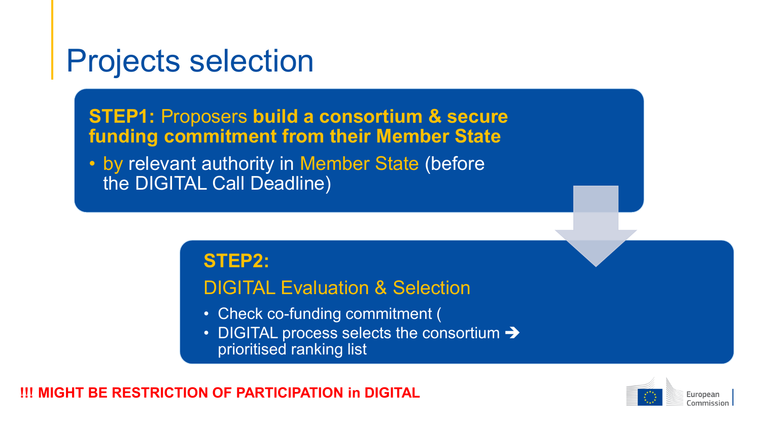# Projects selection

**STEP1:** Proposers **build a consortium & secure funding commitment from their Member State**

- by relevant authority in Member State (before the DIGITAL Call Deadline)

**STEP2:**

DIGITAL Evaluation & Selection

- Check co-funding commitment (
- DIGITAL process selects the consortium ➔ prioritised ranking list

**!!! MIGHT BE RESTRICTION OF PARTICIPATION in DIGITAL**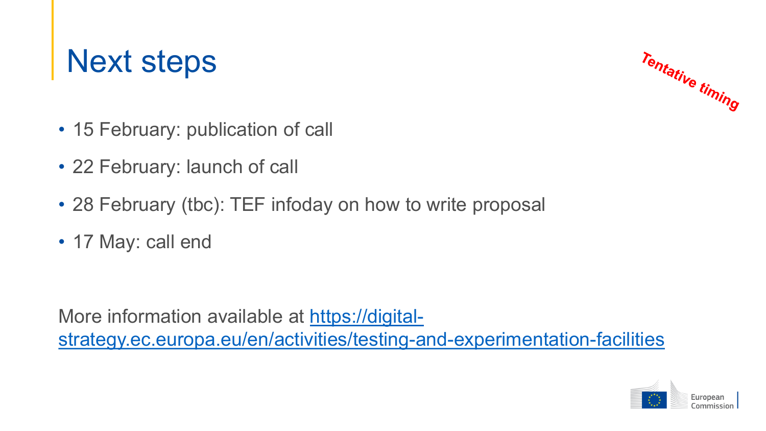# Next steps

*Tentative timing*

- 15 February: publication of call
- 22 February: launch of call
- 28 February (tbc): TEF infoday on how to write proposal
- 17 May: call end

More information available at [https://digital-strategy.ec.europa.eu/en/activities/testing-and-experimentation-facilities](https://digital-strategy.ec.europa.eu/en/activities/testing-and-experimentation-facilities)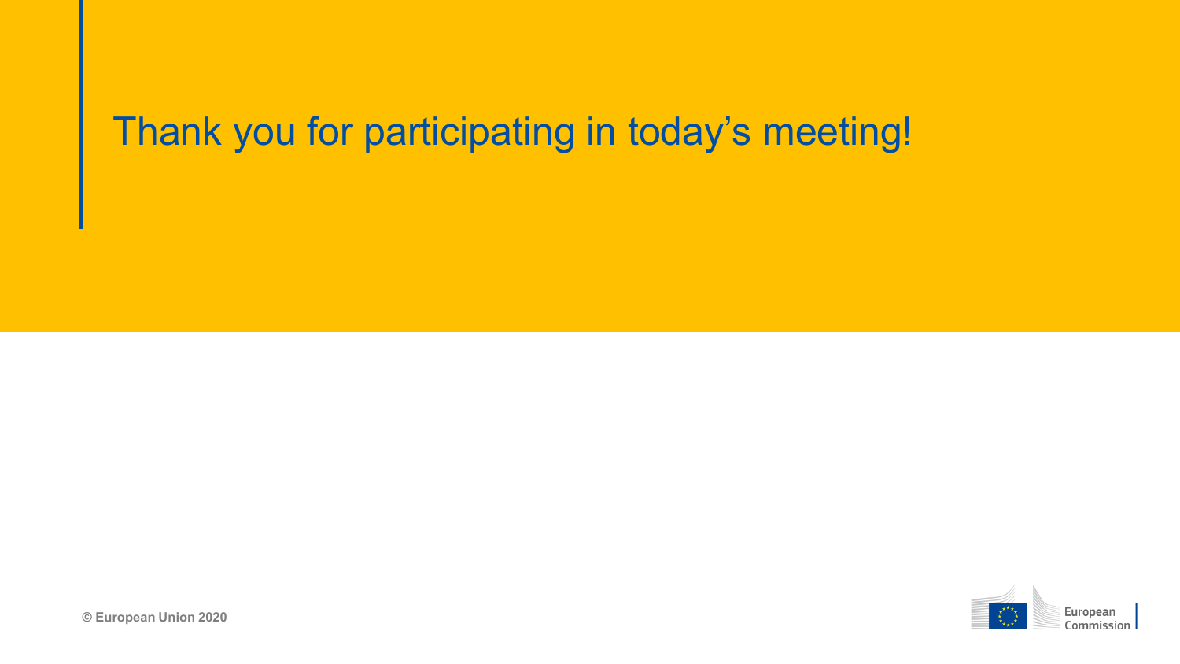# Thank you for participating in today's meeting!

© European Union 2020